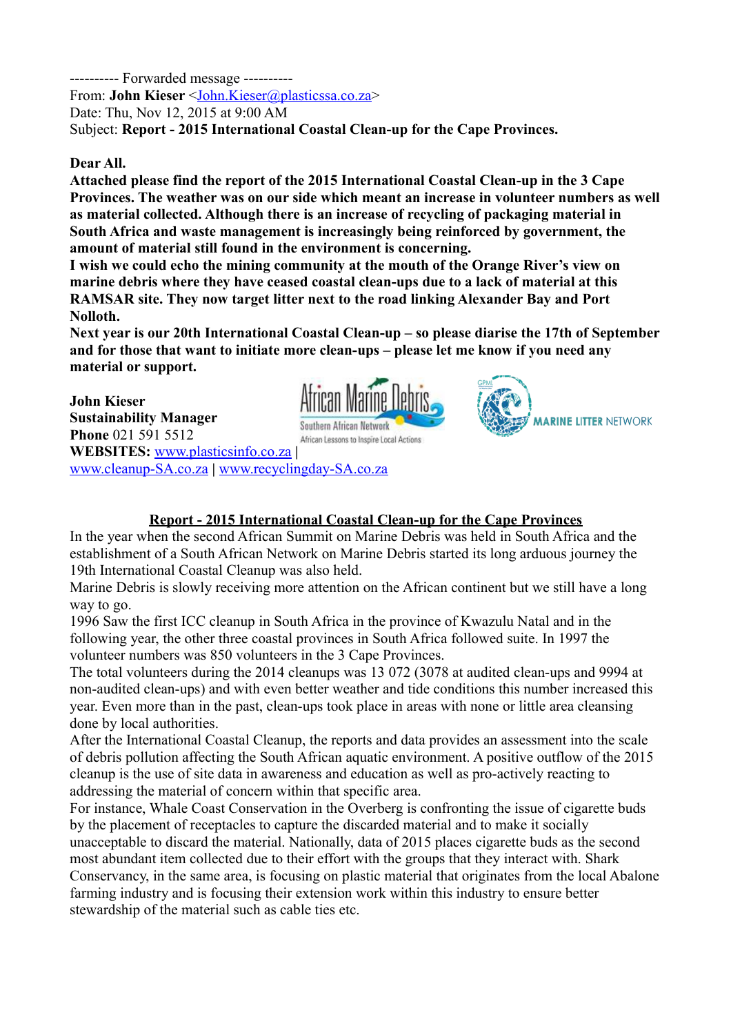---------- Forwarded message ----------
From: **John Kieser** <John.Kieser@plasticssa.co.za>
Date: Thu, Nov 12, 2015 at 9:00 AM
Subject: **Report - 2015 International Coastal Clean-up for the Cape Provinces.**

**Dear All.**

**Attached please find the report of the 2015 International Coastal Clean-up in the 3 Cape Provinces. The weather was on our side which meant an increase in volunteer numbers as well as material collected. Although there is an increase of recycling of packaging material in South Africa and waste management is increasingly being reinforced by government, the amount of material still found in the environment is concerning.**

**I wish we could echo the mining community at the mouth of the Orange River's view on marine debris where they have ceased coastal clean-ups due to a lack of material at this RAMSAR site. They now target litter next to the road linking Alexander Bay and Port Nolloth.**

**Next year is our 20th International Coastal Clean-up – so please diarise the 17th of September and for those that want to initiate more clean-ups – please let me know if you need any material or support.**

**John Kieser**
**Sustainability Manager**
**Phone** 021 591 5512
**WEBSITES:** www.plasticsinfo.co.za | www.cleanup-SA.co.za | www.recyclingday-SA.co.za

African Marine Debris
Southern African Network
African Lessons to Inspire Local Actions

GPML MARINE LITTER NETWORK

## Report - 2015 International Coastal Clean-up for the Cape Provinces

In the year when the second African Summit on Marine Debris was held in South Africa and the establishment of a South African Network on Marine Debris started its long arduous journey the 19th International Coastal Cleanup was also held.

Marine Debris is slowly receiving more attention on the African continent but we still have a long way to go.

1996 Saw the first ICC cleanup in South Africa in the province of Kwazulu Natal and in the following year, the other three coastal provinces in South Africa followed suite. In 1997 the volunteer numbers was 850 volunteers in the 3 Cape Provinces.

The total volunteers during the 2014 cleanups was 13 072 (3078 at audited clean-ups and 9994 at non-audited clean-ups) and with even better weather and tide conditions this number increased this year. Even more than in the past, clean-ups took place in areas with none or little area cleansing done by local authorities.

After the International Coastal Cleanup, the reports and data provides an assessment into the scale of debris pollution affecting the South African aquatic environment. A positive outflow of the 2015 cleanup is the use of site data in awareness and education as well as pro-actively reacting to addressing the material of concern within that specific area.

For instance, Whale Coast Conservation in the Overberg is confronting the issue of cigarette buds by the placement of receptacles to capture the discarded material and to make it socially unacceptable to discard the material. Nationally, data of 2015 places cigarette buds as the second most abundant item collected due to their effort with the groups that they interact with. Shark Conservancy, in the same area, is focusing on plastic material that originates from the local Abalone farming industry and is focusing their extension work within this industry to ensure better stewardship of the material such as cable ties etc.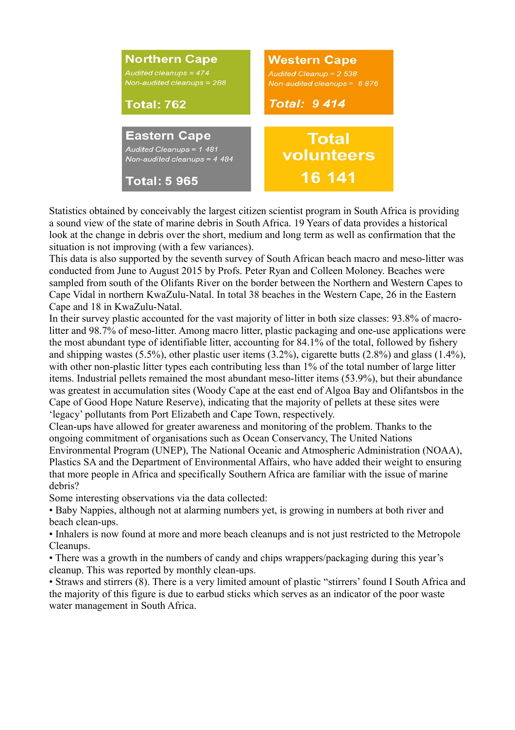**Northern Cape**

*Audited cleanups = 474*
*Non-audited cleanups = 288*

**Total: 762**

**Western Cape**

*Audited Cleanup = 2 538*
*Non-audited cleanups = 6 876*

***Total: 9 414***

**Eastern Cape**

*Audited Cleanups = 1 481*
*Non-audited cleanups = 4 484*

**Total: 5 965**

**Total volunteers**
**16 141**

Statistics obtained by conceivably the largest citizen scientist program in South Africa is providing a sound view of the state of marine debris in South Africa. 19 Years of data provides a historical look at the change in debris over the short, medium and long term as well as confirmation that the situation is not improving (with a few variances).

This data is also supported by the seventh survey of South African beach macro and meso-litter was conducted from June to August 2015 by Profs. Peter Ryan and Colleen Moloney. Beaches were sampled from south of the Olifants River on the border between the Northern and Western Capes to Cape Vidal in northern KwaZulu-Natal. In total 38 beaches in the Western Cape, 26 in the Eastern Cape and 18 in KwaZulu-Natal.

In their survey plastic accounted for the vast majority of litter in both size classes: 93.8% of macro-litter and 98.7% of meso-litter. Among macro litter, plastic packaging and one-use applications were the most abundant type of identifiable litter, accounting for 84.1% of the total, followed by fishery and shipping wastes (5.5%), other plastic user items (3.2%), cigarette butts (2.8%) and glass (1.4%), with other non-plastic litter types each contributing less than 1% of the total number of large litter items. Industrial pellets remained the most abundant meso-litter items (53.9%), but their abundance was greatest in accumulation sites (Woody Cape at the east end of Algoa Bay and Olifantsbos in the Cape of Good Hope Nature Reserve), indicating that the majority of pellets at these sites were 'legacy' pollutants from Port Elizabeth and Cape Town, respectively.

Clean-ups have allowed for greater awareness and monitoring of the problem. Thanks to the ongoing commitment of organisations such as Ocean Conservancy, The United Nations Environmental Program (UNEP), The National Oceanic and Atmospheric Administration (NOAA), Plastics SA and the Department of Environmental Affairs, who have added their weight to ensuring that more people in Africa and specifically Southern Africa are familiar with the issue of marine debris?

Some interesting observations via the data collected:

- Baby Nappies, although not at alarming numbers yet, is growing in numbers at both river and beach clean-ups.
- Inhalers is now found at more and more beach cleanups and is not just restricted to the Metropole Cleanups.
- There was a growth in the numbers of candy and chips wrappers/packaging during this year's cleanup. This was reported by monthly clean-ups.
- Straws and stirrers (8). There is a very limited amount of plastic "stirrers' found I South Africa and the majority of this figure is due to earbud sticks which serves as an indicator of the poor waste water management in South Africa.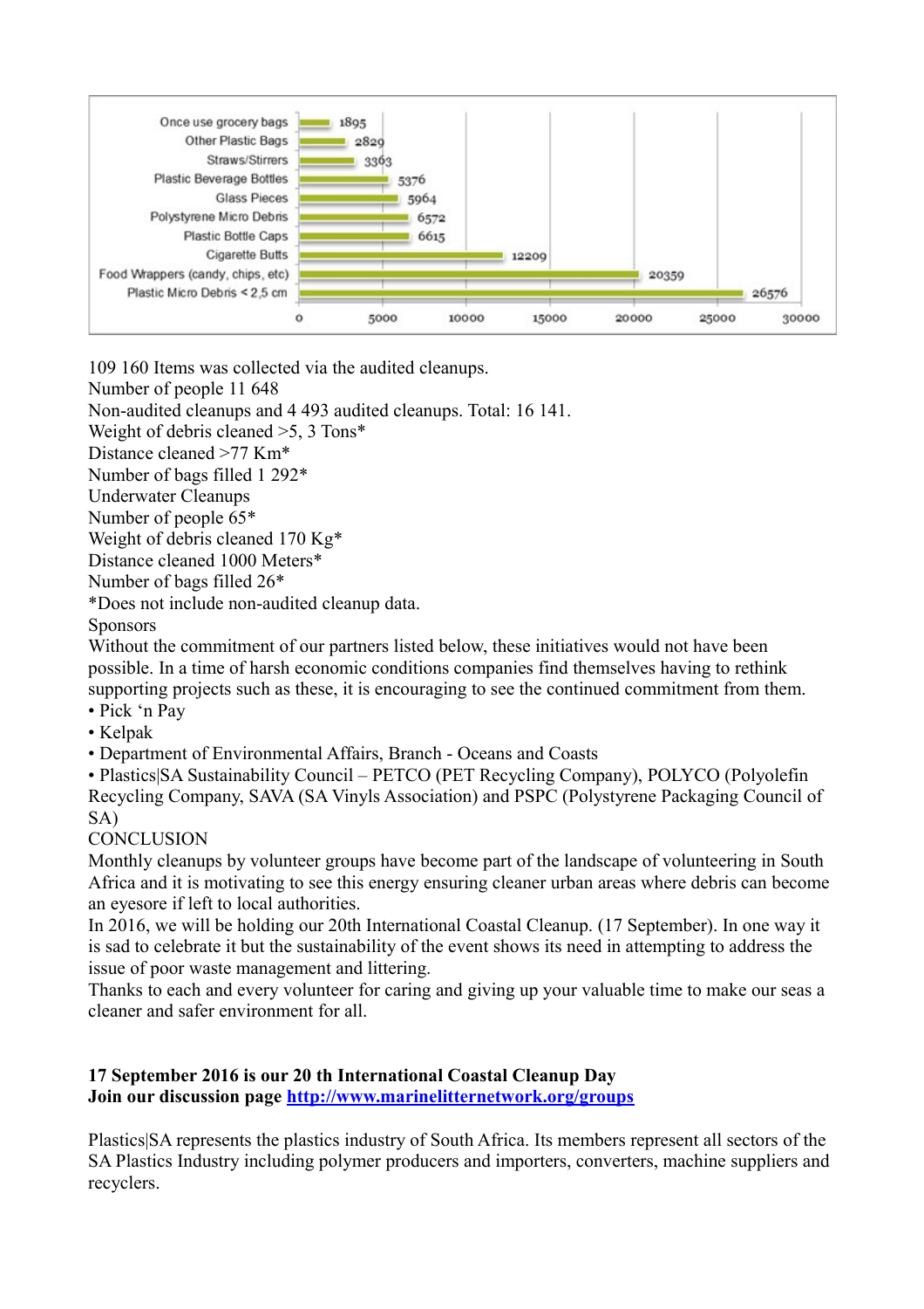Once use grocery bags 1895
Other Plastic Bags 2829
Straws/Stirrers 3363
Plastic Beverage Bottles 5376
Glass Pieces 5964
Polystyrene Micro Debris 6572
Plastic Bottle Caps 6615
Cigarette Butts 12209
Food Wrappers (candy, chips, etc) 20359
Plastic Micro Debris < 2,5 cm 26576

0 5000 10000 15000 20000 25000 30000

109 160 Items was collected via the audited cleanups.
Number of people 11 648
Non-audited cleanups and 4 493 audited cleanups. Total: 16 141.
Weight of debris cleaned >5, 3 Tons*
Distance cleaned >77 Km*
Number of bags filled 1 292*
Underwater Cleanups
Number of people 65*
Weight of debris cleaned 170 Kg*
Distance cleaned 1000 Meters*
Number of bags filled 26*
*Does not include non-audited cleanup data.
Sponsors
Without the commitment of our partners listed below, these initiatives would not have been possible. In a time of harsh economic conditions companies find themselves having to rethink supporting projects such as these, it is encouraging to see the continued commitment from them.

- Pick 'n Pay
- Kelpak
- Department of Environmental Affairs, Branch - Oceans and Coasts
- Plastics|SA Sustainability Council – PETCO (PET Recycling Company), POLYCO (Polyolefin Recycling Company, SAVA (SA Vinyls Association) and PSPC (Polystyrene Packaging Council of SA)

CONCLUSION
Monthly cleanups by volunteer groups have become part of the landscape of volunteering in South Africa and it is motivating to see this energy ensuring cleaner urban areas where debris can become an eyesore if left to local authorities.
In 2016, we will be holding our 20th International Coastal Cleanup. (17 September). In one way it is sad to celebrate it but the sustainability of the event shows its need in attempting to address the issue of poor waste management and littering.
Thanks to each and every volunteer for caring and giving up your valuable time to make our seas a cleaner and safer environment for all.

**17 September 2016 is our 20 th International Coastal Cleanup Day**
**Join our discussion page [http://www.marinelitternetwork.org/groups](http://www.marinelitternetwork.org/groups)**

Plastics|SA represents the plastics industry of South Africa. Its members represent all sectors of the SA Plastics Industry including polymer producers and importers, converters, machine suppliers and recyclers.